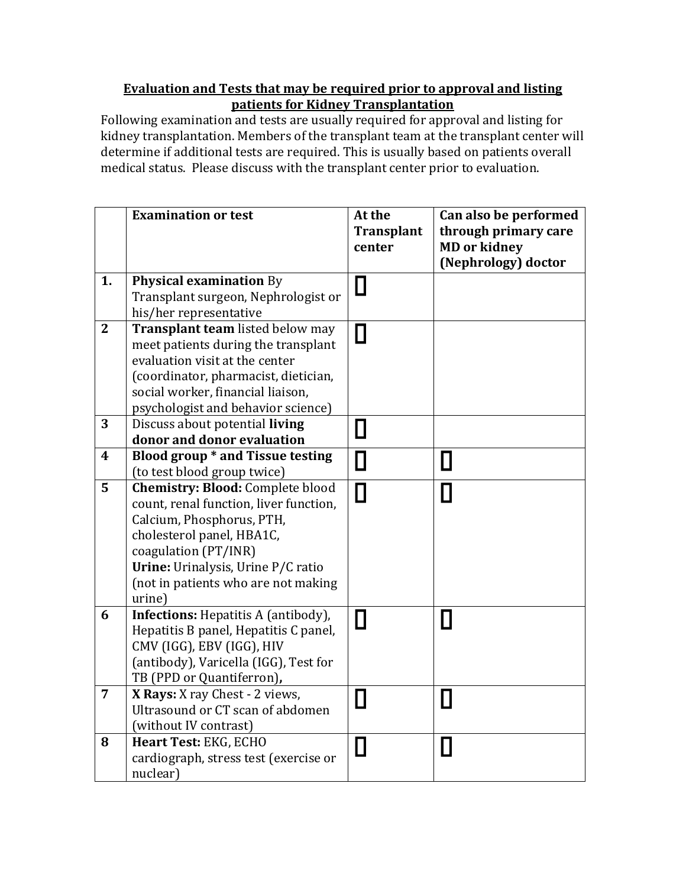**Evaluation and Tests that may be required prior to approval and listing patients for Kidney Transplantation**

Following examination and tests are usually required for approval and listing for kidney transplantation. Members of the transplant team at the transplant center will determine if additional tests are required. This is usually based on patients overall medical status. Please discuss with the transplant center prior to evaluation.

| | Examination or test | At the Transplant center | Can also be performed through primary care MD or kidney (Nephrology) doctor |
|---|---|---|---|
| 1. | **Physical examination** By Transplant surgeon, Nephrologist or his/her representative | ☐ | |
| 2 | **Transplant team** listed below may meet patients during the transplant evaluation visit at the center (coordinator, pharmacist, dietician, social worker, financial liaison, psychologist and behavior science) | ☐ | |
| 3 | Discuss about potential **living donor and donor evaluation** | ☐ | |
| 4 | **Blood group * and Tissue testing** (to test blood group twice) | ☐ | ☐ |
| 5 | **Chemistry: Blood:** Complete blood count, renal function, liver function, Calcium, Phosphorus, PTH, cholesterol panel, HBA1C, coagulation (PT/INR)<br>**Urine:** Urinalysis, Urine P/C ratio (not in patients who are not making urine) | ☐ | ☐ |
| 6 | **Infections:** Hepatitis A (antibody), Hepatitis B panel, Hepatitis C panel, CMV (IGG), EBV (IGG), HIV (antibody), Varicella (IGG), Test for TB (PPD or Quantiferron)**,** | ☐ | ☐ |
| 7 | **X Rays:** X ray Chest - 2 views, Ultrasound or CT scan of abdomen (without IV contrast) | ☐ | ☐ |
| 8 | **Heart Test:** EKG, ECHO cardiograph, stress test (exercise or nuclear) | ☐ | ☐ |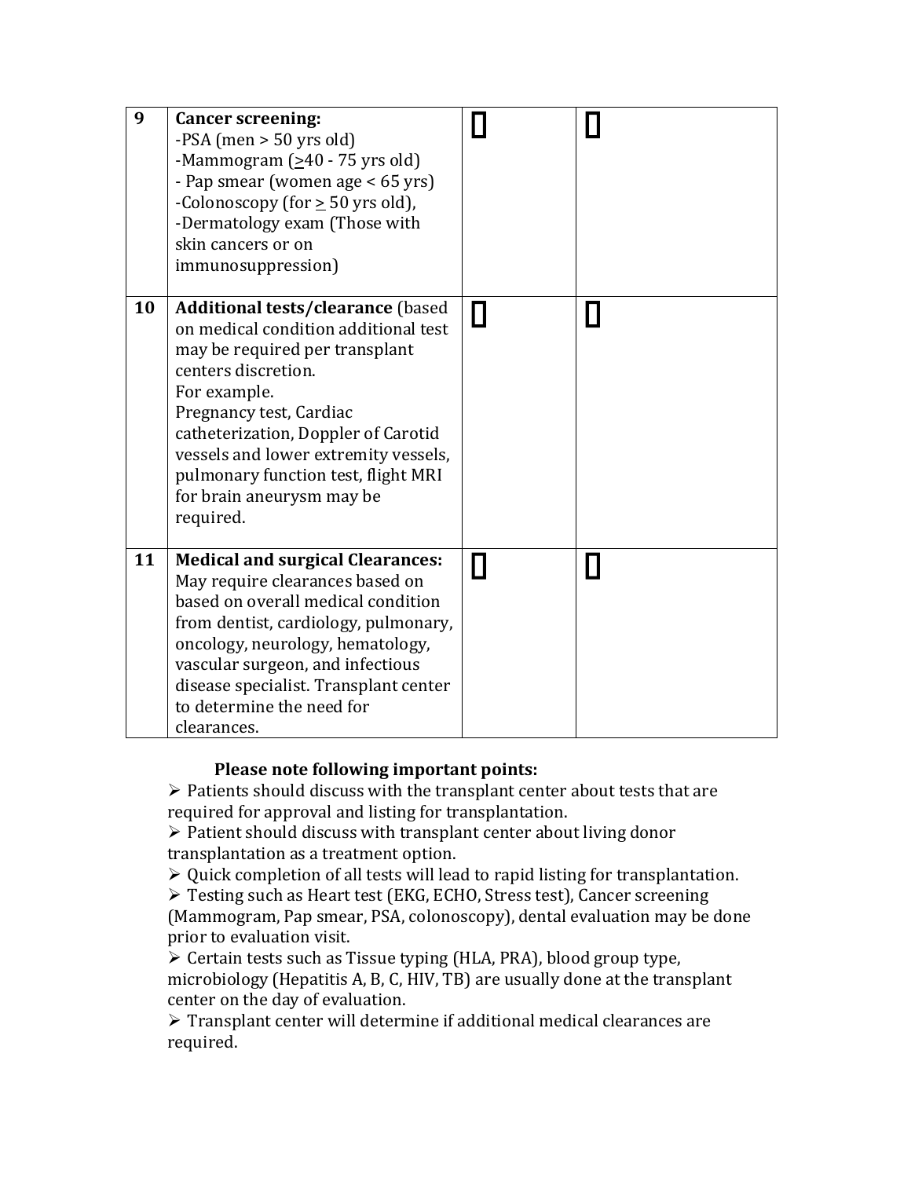| | | | |
|---|---|---|---|
| 9 | **Cancer screening:**<br>-PSA (men > 50 yrs old)<br>-Mammogram (≥40 - 75 yrs old)<br>- Pap smear (women age < 65 yrs)<br>-Colonoscopy (for ≥ 50 yrs old),<br>-Dermatology exam (Those with skin cancers or on immunosuppression) | ☐ | ☐ |
| 10 | **Additional tests/clearance** (based on medical condition additional test may be required per transplant centers discretion.<br>For example.<br>Pregnancy test, Cardiac catheterization, Doppler of Carotid vessels and lower extremity vessels, pulmonary function test, flight MRI for brain aneurysm may be required. | ☐ | ☐ |
| 11 | **Medical and surgical Clearances:** May require clearances based on based on overall medical condition from dentist, cardiology, pulmonary, oncology, neurology, hematology, vascular surgeon, and infectious disease specialist. Transplant center to determine the need for clearances. | ☐ | ☐ |

**Please note following important points:**

- Patients should discuss with the transplant center about tests that are required for approval and listing for transplantation.
- Patient should discuss with transplant center about living donor transplantation as a treatment option.
- Quick completion of all tests will lead to rapid listing for transplantation.
- Testing such as Heart test (EKG, ECHO, Stress test), Cancer screening (Mammogram, Pap smear, PSA, colonoscopy), dental evaluation may be done prior to evaluation visit.
- Certain tests such as Tissue typing (HLA, PRA), blood group type, microbiology (Hepatitis A, B, C, HIV, TB) are usually done at the transplant center on the day of evaluation.
- Transplant center will determine if additional medical clearances are required.